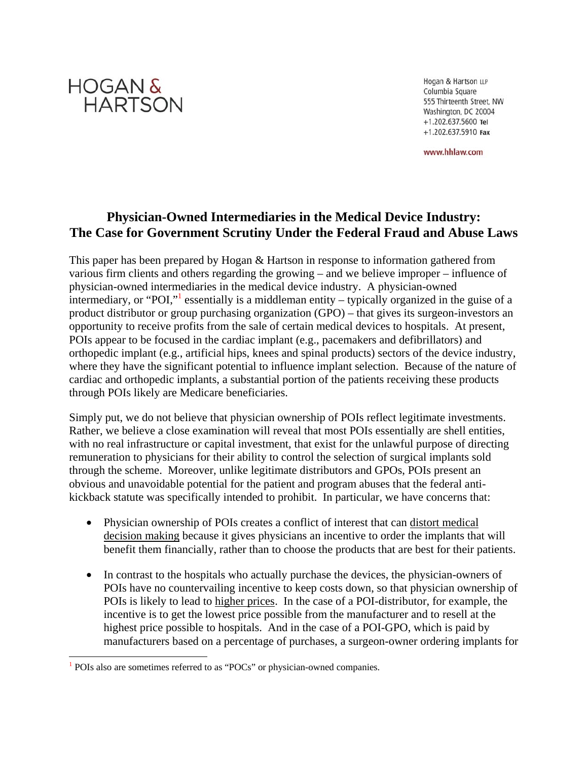HOGAN & HARTSON

Hogan & Hartson LLP
Columbia Square
555 Thirteenth Street, NW
Washington, DC 20004
+1.202.637.5600 Tel
+1.202.637.5910 Fax

www.hhlaw.com

# Physician-Owned Intermediaries in the Medical Device Industry: The Case for Government Scrutiny Under the Federal Fraud and Abuse Laws

This paper has been prepared by Hogan & Hartson in response to information gathered from various firm clients and others regarding the growing – and we believe improper – influence of physician-owned intermediaries in the medical device industry. A physician-owned intermediary, or "POI,"[1] essentially is a middleman entity – typically organized in the guise of a product distributor or group purchasing organization (GPO) – that gives its surgeon-investors an opportunity to receive profits from the sale of certain medical devices to hospitals. At present, POIs appear to be focused in the cardiac implant (e.g., pacemakers and defibrillators) and orthopedic implant (e.g., artificial hips, knees and spinal products) sectors of the device industry, where they have the significant potential to influence implant selection. Because of the nature of cardiac and orthopedic implants, a substantial portion of the patients receiving these products through POIs likely are Medicare beneficiaries.

Simply put, we do not believe that physician ownership of POIs reflect legitimate investments. Rather, we believe a close examination will reveal that most POIs essentially are shell entities, with no real infrastructure or capital investment, that exist for the unlawful purpose of directing remuneration to physicians for their ability to control the selection of surgical implants sold through the scheme. Moreover, unlike legitimate distributors and GPOs, POIs present an obvious and unavoidable potential for the patient and program abuses that the federal anti-kickback statute was specifically intended to prohibit. In particular, we have concerns that:

- Physician ownership of POIs creates a conflict of interest that can <u>distort medical decision making</u> because it gives physicians an incentive to order the implants that will benefit them financially, rather than to choose the products that are best for their patients.
- In contrast to the hospitals who actually purchase the devices, the physician-owners of POIs have no countervailing incentive to keep costs down, so that physician ownership of POIs is likely to lead to <u>higher prices</u>. In the case of a POI-distributor, for example, the incentive is to get the lowest price possible from the manufacturer and to resell at the highest price possible to hospitals. And in the case of a POI-GPO, which is paid by manufacturers based on a percentage of purchases, a surgeon-owner ordering implants for

[1] POIs also are sometimes referred to as "POCs" or physician-owned companies.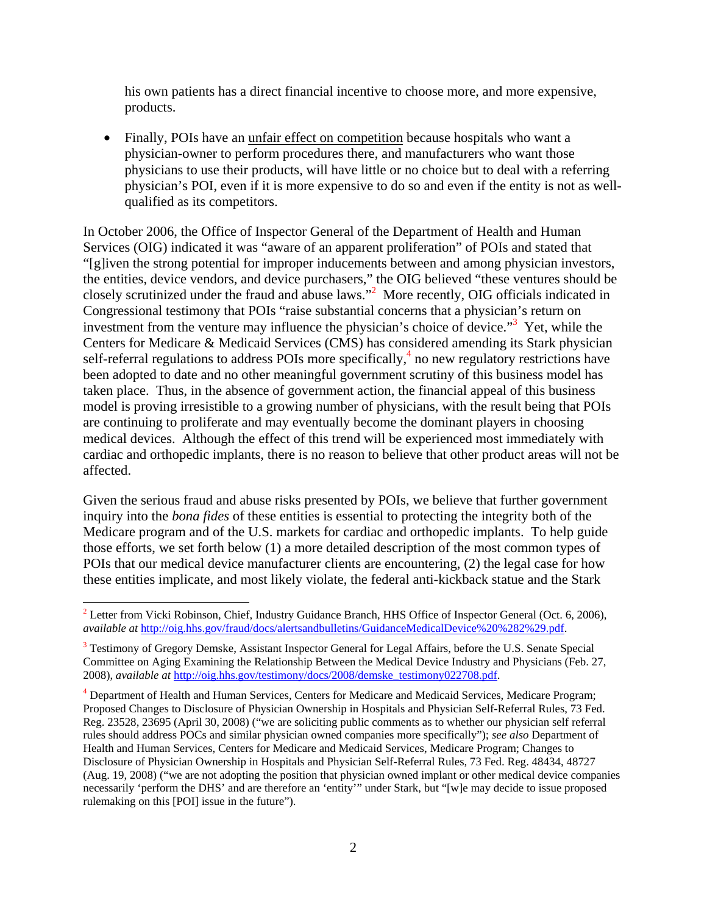his own patients has a direct financial incentive to choose more, and more expensive, products.

- Finally, POIs have an unfair effect on competition because hospitals who want a physician-owner to perform procedures there, and manufacturers who want those physicians to use their products, will have little or no choice but to deal with a referring physician's POI, even if it is more expensive to do so and even if the entity is not as well-qualified as its competitors.

In October 2006, the Office of Inspector General of the Department of Health and Human Services (OIG) indicated it was "aware of an apparent proliferation" of POIs and stated that "[g]iven the strong potential for improper inducements between and among physician investors, the entities, device vendors, and device purchasers," the OIG believed "these ventures should be closely scrutinized under the fraud and abuse laws."[2] More recently, OIG officials indicated in Congressional testimony that POIs "raise substantial concerns that a physician's return on investment from the venture may influence the physician's choice of device."[3] Yet, while the Centers for Medicare & Medicaid Services (CMS) has considered amending its Stark physician self-referral regulations to address POIs more specifically,[4] no new regulatory restrictions have been adopted to date and no other meaningful government scrutiny of this business model has taken place. Thus, in the absence of government action, the financial appeal of this business model is proving irresistible to a growing number of physicians, with the result being that POIs are continuing to proliferate and may eventually become the dominant players in choosing medical devices. Although the effect of this trend will be experienced most immediately with cardiac and orthopedic implants, there is no reason to believe that other product areas will not be affected.

Given the serious fraud and abuse risks presented by POIs, we believe that further government inquiry into the *bona fides* of these entities is essential to protecting the integrity both of the Medicare program and of the U.S. markets for cardiac and orthopedic implants. To help guide those efforts, we set forth below (1) a more detailed description of the most common types of POIs that our medical device manufacturer clients are encountering, (2) the legal case for how these entities implicate, and most likely violate, the federal anti-kickback statue and the Stark

---

[2] Letter from Vicki Robinson, Chief, Industry Guidance Branch, HHS Office of Inspector General (Oct. 6, 2006), *available at* http://oig.hhs.gov/fraud/docs/alertsandbulletins/GuidanceMedicalDevice%20%282%29.pdf.

[3] Testimony of Gregory Demske, Assistant Inspector General for Legal Affairs, before the U.S. Senate Special Committee on Aging Examining the Relationship Between the Medical Device Industry and Physicians (Feb. 27, 2008), *available at* http://oig.hhs.gov/testimony/docs/2008/demske_testimony022708.pdf.

[4] Department of Health and Human Services, Centers for Medicare and Medicaid Services, Medicare Program; Proposed Changes to Disclosure of Physician Ownership in Hospitals and Physician Self-Referral Rules, 73 Fed. Reg. 23528, 23695 (April 30, 2008) ("we are soliciting public comments as to whether our physician self referral rules should address POCs and similar physician owned companies more specifically"); *see also* Department of Health and Human Services, Centers for Medicare and Medicaid Services, Medicare Program; Changes to Disclosure of Physician Ownership in Hospitals and Physician Self-Referral Rules, 73 Fed. Reg. 48434, 48727 (Aug. 19, 2008) ("we are not adopting the position that physician owned implant or other medical device companies necessarily 'perform the DHS' and are therefore an 'entity'" under Stark, but "[w]e may decide to issue proposed rulemaking on this [POI] issue in the future").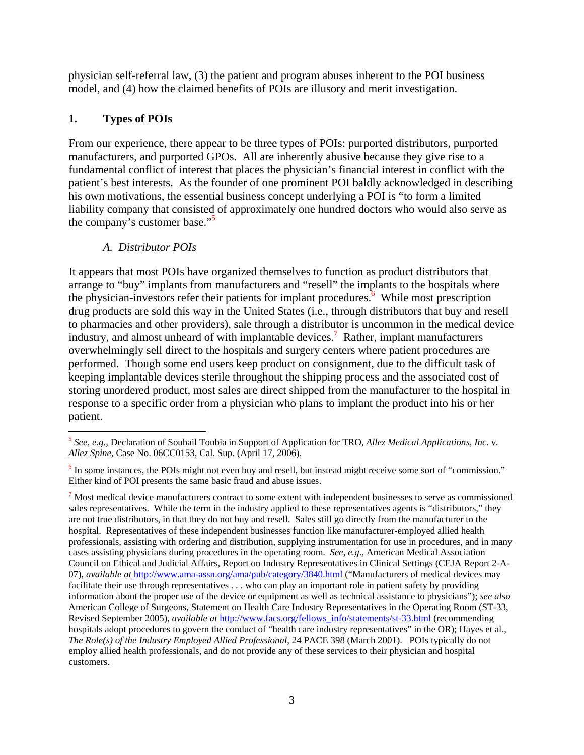physician self-referral law, (3) the patient and program abuses inherent to the POI business model, and (4) how the claimed benefits of POIs are illusory and merit investigation.

## 1. Types of POIs

From our experience, there appear to be three types of POIs: purported distributors, purported manufacturers, and purported GPOs. All are inherently abusive because they give rise to a fundamental conflict of interest that places the physician's financial interest in conflict with the patient's best interests. As the founder of one prominent POI baldly acknowledged in describing his own motivations, the essential business concept underlying a POI is "to form a limited liability company that consisted of approximately one hundred doctors who would also serve as the company's customer base."[5]

### *A. Distributor POIs*

It appears that most POIs have organized themselves to function as product distributors that arrange to "buy" implants from manufacturers and "resell" the implants to the hospitals where the physician-investors refer their patients for implant procedures.[6] While most prescription drug products are sold this way in the United States (i.e., through distributors that buy and resell to pharmacies and other providers), sale through a distributor is uncommon in the medical device industry, and almost unheard of with implantable devices.[7] Rather, implant manufacturers overwhelmingly sell direct to the hospitals and surgery centers where patient procedures are performed. Though some end users keep product on consignment, due to the difficult task of keeping implantable devices sterile throughout the shipping process and the associated cost of storing unordered product, most sales are direct shipped from the manufacturer to the hospital in response to a specific order from a physician who plans to implant the product into his or her patient.

---

[5] *See, e.g.*, Declaration of Souhail Toubia in Support of Application for TRO, *Allez Medical Applications, Inc.* v. *Allez Spine*, Case No. 06CC0153, Cal. Sup. (April 17, 2006).

[6] In some instances, the POIs might not even buy and resell, but instead might receive some sort of "commission." Either kind of POI presents the same basic fraud and abuse issues.

[7] Most medical device manufacturers contract to some extent with independent businesses to serve as commissioned sales representatives. While the term in the industry applied to these representatives agents is "distributors," they are not true distributors, in that they do not buy and resell. Sales still go directly from the manufacturer to the hospital. Representatives of these independent businesses function like manufacturer-employed allied health professionals, assisting with ordering and distribution, supplying instrumentation for use in procedures, and in many cases assisting physicians during procedures in the operating room. *See, e.g.,* American Medical Association Council on Ethical and Judicial Affairs, Report on Industry Representatives in Clinical Settings (CEJA Report 2-A-07), *available at* http://www.ama-assn.org/ama/pub/category/3840.html ("Manufacturers of medical devices may facilitate their use through representatives . . . who can play an important role in patient safety by providing information about the proper use of the device or equipment as well as technical assistance to physicians"); *see also* American College of Surgeons, Statement on Health Care Industry Representatives in the Operating Room (ST-33, Revised September 2005), *available at* http://www.facs.org/fellows_info/statements/st-33.html (recommending hospitals adopt procedures to govern the conduct of "health care industry representatives" in the OR); Hayes et al., *The Role(s) of the Industry Employed Allied Professional*, 24 PACE 398 (March 2001). POIs typically do not employ allied health professionals, and do not provide any of these services to their physician and hospital customers.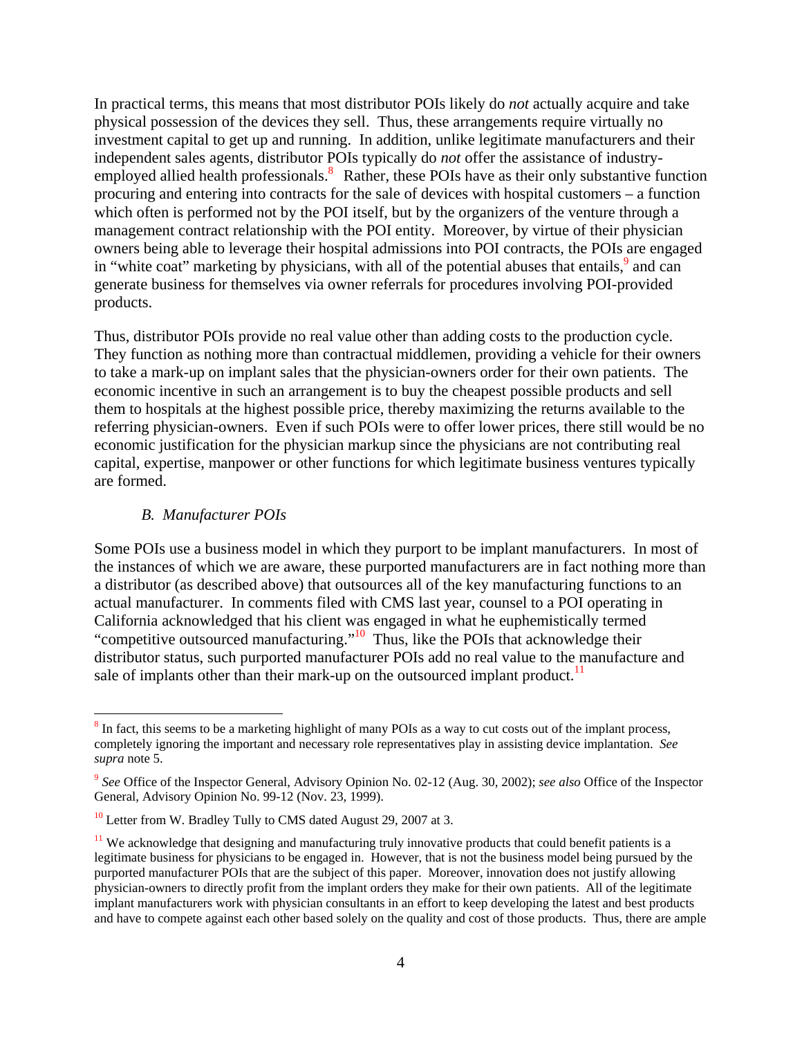In practical terms, this means that most distributor POIs likely do *not* actually acquire and take physical possession of the devices they sell. Thus, these arrangements require virtually no investment capital to get up and running. In addition, unlike legitimate manufacturers and their independent sales agents, distributor POIs typically do *not* offer the assistance of industry-employed allied health professionals.[8] Rather, these POIs have as their only substantive function procuring and entering into contracts for the sale of devices with hospital customers – a function which often is performed not by the POI itself, but by the organizers of the venture through a management contract relationship with the POI entity. Moreover, by virtue of their physician owners being able to leverage their hospital admissions into POI contracts, the POIs are engaged in "white coat" marketing by physicians, with all of the potential abuses that entails,[9] and can generate business for themselves via owner referrals for procedures involving POI-provided products.

Thus, distributor POIs provide no real value other than adding costs to the production cycle. They function as nothing more than contractual middlemen, providing a vehicle for their owners to take a mark-up on implant sales that the physician-owners order for their own patients. The economic incentive in such an arrangement is to buy the cheapest possible products and sell them to hospitals at the highest possible price, thereby maximizing the returns available to the referring physician-owners. Even if such POIs were to offer lower prices, there still would be no economic justification for the physician markup since the physicians are not contributing real capital, expertise, manpower or other functions for which legitimate business ventures typically are formed.

### *B. Manufacturer POIs*

Some POIs use a business model in which they purport to be implant manufacturers. In most of the instances of which we are aware, these purported manufacturers are in fact nothing more than a distributor (as described above) that outsources all of the key manufacturing functions to an actual manufacturer. In comments filed with CMS last year, counsel to a POI operating in California acknowledged that his client was engaged in what he euphemistically termed "competitive outsourced manufacturing."[10] Thus, like the POIs that acknowledge their distributor status, such purported manufacturer POIs add no real value to the manufacture and sale of implants other than their mark-up on the outsourced implant product.[11]

---

[8] In fact, this seems to be a marketing highlight of many POIs as a way to cut costs out of the implant process, completely ignoring the important and necessary role representatives play in assisting device implantation. *See supra* note 5.

[9] *See* Office of the Inspector General, Advisory Opinion No. 02-12 (Aug. 30, 2002); *see also* Office of the Inspector General, Advisory Opinion No. 99-12 (Nov. 23, 1999).

[10] Letter from W. Bradley Tully to CMS dated August 29, 2007 at 3.

[11] We acknowledge that designing and manufacturing truly innovative products that could benefit patients is a legitimate business for physicians to be engaged in. However, that is not the business model being pursued by the purported manufacturer POIs that are the subject of this paper. Moreover, innovation does not justify allowing physician-owners to directly profit from the implant orders they make for their own patients. All of the legitimate implant manufacturers work with physician consultants in an effort to keep developing the latest and best products and have to compete against each other based solely on the quality and cost of those products. Thus, there are ample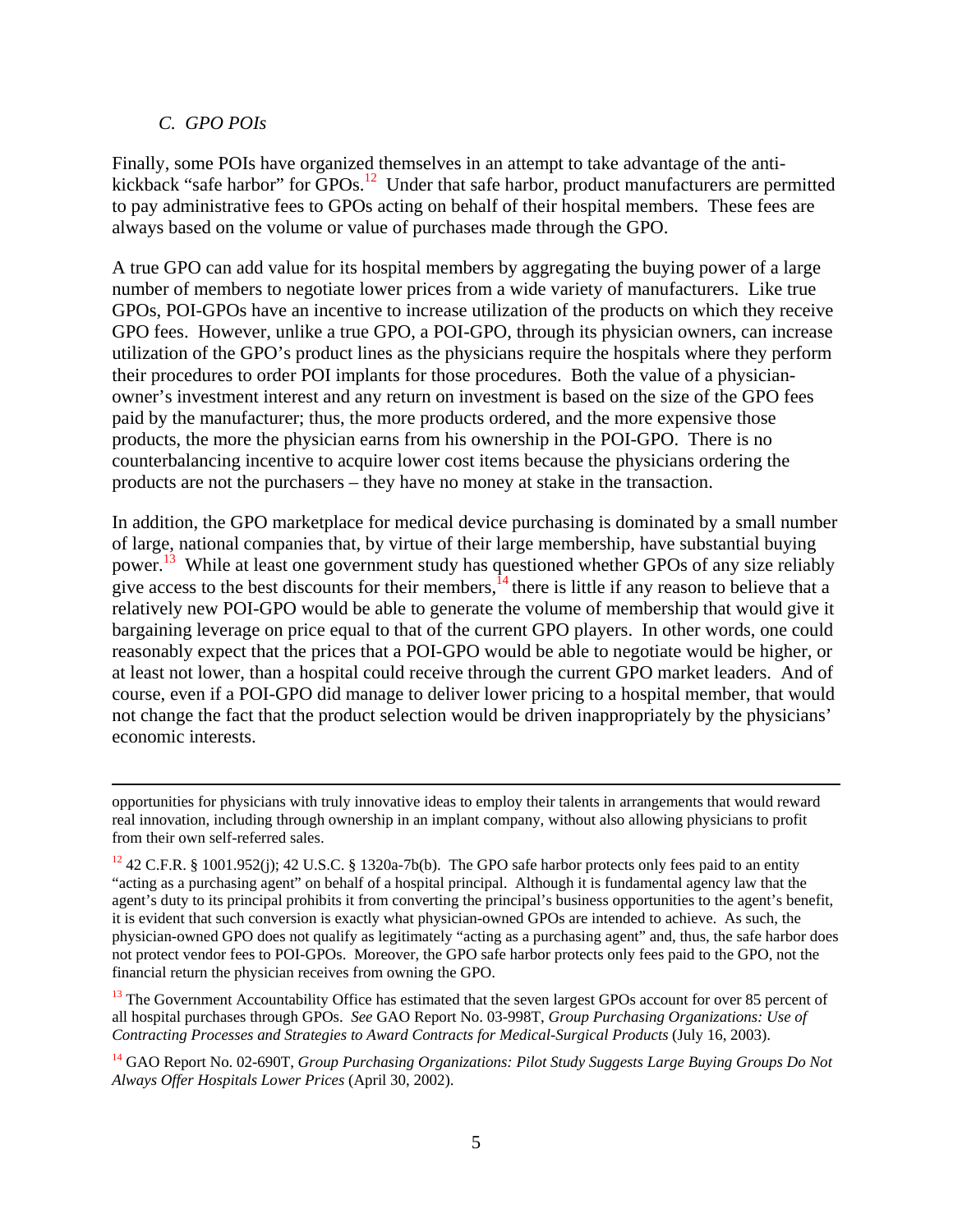### *C. GPO POIs*

Finally, some POIs have organized themselves in an attempt to take advantage of the anti-kickback "safe harbor" for GPOs.[12] Under that safe harbor, product manufacturers are permitted to pay administrative fees to GPOs acting on behalf of their hospital members. These fees are always based on the volume or value of purchases made through the GPO.

A true GPO can add value for its hospital members by aggregating the buying power of a large number of members to negotiate lower prices from a wide variety of manufacturers. Like true GPOs, POI-GPOs have an incentive to increase utilization of the products on which they receive GPO fees. However, unlike a true GPO, a POI-GPO, through its physician owners, can increase utilization of the GPO's product lines as the physicians require the hospitals where they perform their procedures to order POI implants for those procedures. Both the value of a physician-owner's investment interest and any return on investment is based on the size of the GPO fees paid by the manufacturer; thus, the more products ordered, and the more expensive those products, the more the physician earns from his ownership in the POI-GPO. There is no counterbalancing incentive to acquire lower cost items because the physicians ordering the products are not the purchasers – they have no money at stake in the transaction.

In addition, the GPO marketplace for medical device purchasing is dominated by a small number of large, national companies that, by virtue of their large membership, have substantial buying power.[13] While at least one government study has questioned whether GPOs of any size reliably give access to the best discounts for their members,[14] there is little if any reason to believe that a relatively new POI-GPO would be able to generate the volume of membership that would give it bargaining leverage on price equal to that of the current GPO players. In other words, one could reasonably expect that the prices that a POI-GPO would be able to negotiate would be higher, or at least not lower, than a hospital could receive through the current GPO market leaders. And of course, even if a POI-GPO did manage to deliver lower pricing to a hospital member, that would not change the fact that the product selection would be driven inappropriately by the physicians' economic interests.

---

opportunities for physicians with truly innovative ideas to employ their talents in arrangements that would reward real innovation, including through ownership in an implant company, without also allowing physicians to profit from their own self-referred sales.

[12] 42 C.F.R. § 1001.952(j); 42 U.S.C. § 1320a-7b(b). The GPO safe harbor protects only fees paid to an entity "acting as a purchasing agent" on behalf of a hospital principal. Although it is fundamental agency law that the agent's duty to its principal prohibits it from converting the principal's business opportunities to the agent's benefit, it is evident that such conversion is exactly what physician-owned GPOs are intended to achieve. As such, the physician-owned GPO does not qualify as legitimately "acting as a purchasing agent" and, thus, the safe harbor does not protect vendor fees to POI-GPOs. Moreover, the GPO safe harbor protects only fees paid to the GPO, not the financial return the physician receives from owning the GPO.

[13] The Government Accountability Office has estimated that the seven largest GPOs account for over 85 percent of all hospital purchases through GPOs. *See* GAO Report No. 03-998T, *Group Purchasing Organizations: Use of Contracting Processes and Strategies to Award Contracts for Medical-Surgical Products* (July 16, 2003).

[14] GAO Report No. 02-690T, *Group Purchasing Organizations: Pilot Study Suggests Large Buying Groups Do Not Always Offer Hospitals Lower Prices* (April 30, 2002).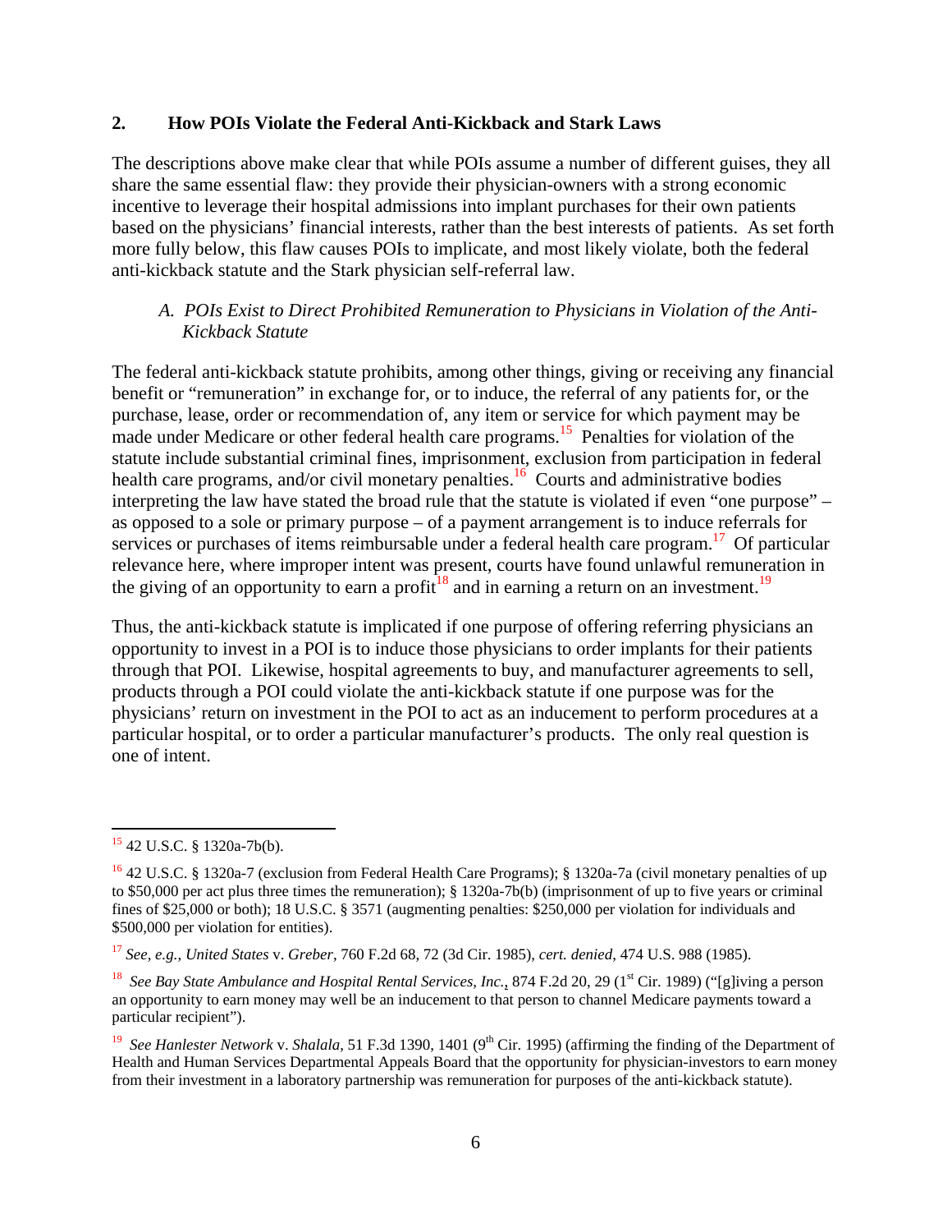## 2. How POIs Violate the Federal Anti-Kickback and Stark Laws

The descriptions above make clear that while POIs assume a number of different guises, they all share the same essential flaw: they provide their physician-owners with a strong economic incentive to leverage their hospital admissions into implant purchases for their own patients based on the physicians' financial interests, rather than the best interests of patients. As set forth more fully below, this flaw causes POIs to implicate, and most likely violate, both the federal anti-kickback statute and the Stark physician self-referral law.

### *A. POIs Exist to Direct Prohibited Remuneration to Physicians in Violation of the Anti-Kickback Statute*

The federal anti-kickback statute prohibits, among other things, giving or receiving any financial benefit or "remuneration" in exchange for, or to induce, the referral of any patients for, or the purchase, lease, order or recommendation of, any item or service for which payment may be made under Medicare or other federal health care programs.[15] Penalties for violation of the statute include substantial criminal fines, imprisonment, exclusion from participation in federal health care programs, and/or civil monetary penalties.[16] Courts and administrative bodies interpreting the law have stated the broad rule that the statute is violated if even "one purpose" – as opposed to a sole or primary purpose – of a payment arrangement is to induce referrals for services or purchases of items reimbursable under a federal health care program.[17] Of particular relevance here, where improper intent was present, courts have found unlawful remuneration in the giving of an opportunity to earn a profit[18] and in earning a return on an investment.[19]

Thus, the anti-kickback statute is implicated if one purpose of offering referring physicians an opportunity to invest in a POI is to induce those physicians to order implants for their patients through that POI. Likewise, hospital agreements to buy, and manufacturer agreements to sell, products through a POI could violate the anti-kickback statute if one purpose was for the physicians' return on investment in the POI to act as an inducement to perform procedures at a particular hospital, or to order a particular manufacturer's products. The only real question is one of intent.

---

[15] 42 U.S.C. § 1320a-7b(b).

[16] 42 U.S.C. § 1320a-7 (exclusion from Federal Health Care Programs); § 1320a-7a (civil monetary penalties of up to $50,000 per act plus three times the remuneration); § 1320a-7b(b) (imprisonment of up to five years or criminal fines of $25,000 or both); 18 U.S.C. § 3571 (augmenting penalties: $250,000 per violation for individuals and $500,000 per violation for entities).

[17] *See, e.g.*, *United States* v. *Greber*, 760 F.2d 68, 72 (3d Cir. 1985), *cert. denied*, 474 U.S. 988 (1985).

[18] *See Bay State Ambulance and Hospital Rental Services, Inc.*, 874 F.2d 20, 29 (1st Cir. 1989) ("[g]iving a person an opportunity to earn money may well be an inducement to that person to channel Medicare payments toward a particular recipient").

[19] *See Hanlester Network* v. *Shalala*, 51 F.3d 1390, 1401 (9th Cir. 1995) (affirming the finding of the Department of Health and Human Services Departmental Appeals Board that the opportunity for physician-investors to earn money from their investment in a laboratory partnership was remuneration for purposes of the anti-kickback statute).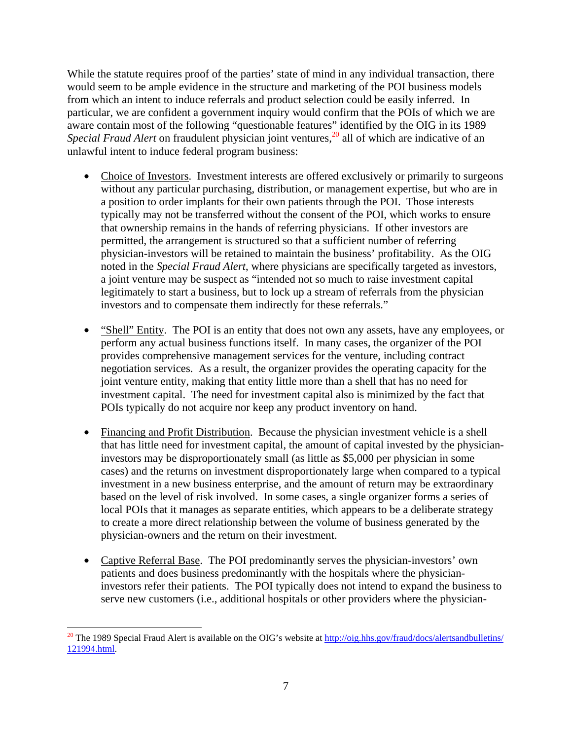While the statute requires proof of the parties' state of mind in any individual transaction, there would seem to be ample evidence in the structure and marketing of the POI business models from which an intent to induce referrals and product selection could be easily inferred. In particular, we are confident a government inquiry would confirm that the POIs of which we are aware contain most of the following "questionable features" identified by the OIG in its 1989 *Special Fraud Alert* on fraudulent physician joint ventures,[20] all of which are indicative of an unlawful intent to induce federal program business:

- Choice of Investors. Investment interests are offered exclusively or primarily to surgeons without any particular purchasing, distribution, or management expertise, but who are in a position to order implants for their own patients through the POI. Those interests typically may not be transferred without the consent of the POI, which works to ensure that ownership remains in the hands of referring physicians. If other investors are permitted, the arrangement is structured so that a sufficient number of referring physician-investors will be retained to maintain the business' profitability. As the OIG noted in the *Special Fraud Alert*, where physicians are specifically targeted as investors, a joint venture may be suspect as "intended not so much to raise investment capital legitimately to start a business, but to lock up a stream of referrals from the physician investors and to compensate them indirectly for these referrals."

- "Shell" Entity. The POI is an entity that does not own any assets, have any employees, or perform any actual business functions itself. In many cases, the organizer of the POI provides comprehensive management services for the venture, including contract negotiation services. As a result, the organizer provides the operating capacity for the joint venture entity, making that entity little more than a shell that has no need for investment capital. The need for investment capital also is minimized by the fact that POIs typically do not acquire nor keep any product inventory on hand.

- Financing and Profit Distribution. Because the physician investment vehicle is a shell that has little need for investment capital, the amount of capital invested by the physician-investors may be disproportionately small (as little as $5,000 per physician in some cases) and the returns on investment disproportionately large when compared to a typical investment in a new business enterprise, and the amount of return may be extraordinary based on the level of risk involved. In some cases, a single organizer forms a series of local POIs that it manages as separate entities, which appears to be a deliberate strategy to create a more direct relationship between the volume of business generated by the physician-owners and the return on their investment.

- Captive Referral Base. The POI predominantly serves the physician-investors' own patients and does business predominantly with the hospitals where the physician-investors refer their patients. The POI typically does not intend to expand the business to serve new customers (i.e., additional hospitals or other providers where the physician-

[20] The 1989 Special Fraud Alert is available on the OIG's website at http://oig.hhs.gov/fraud/docs/alertsandbulletins/121994.html.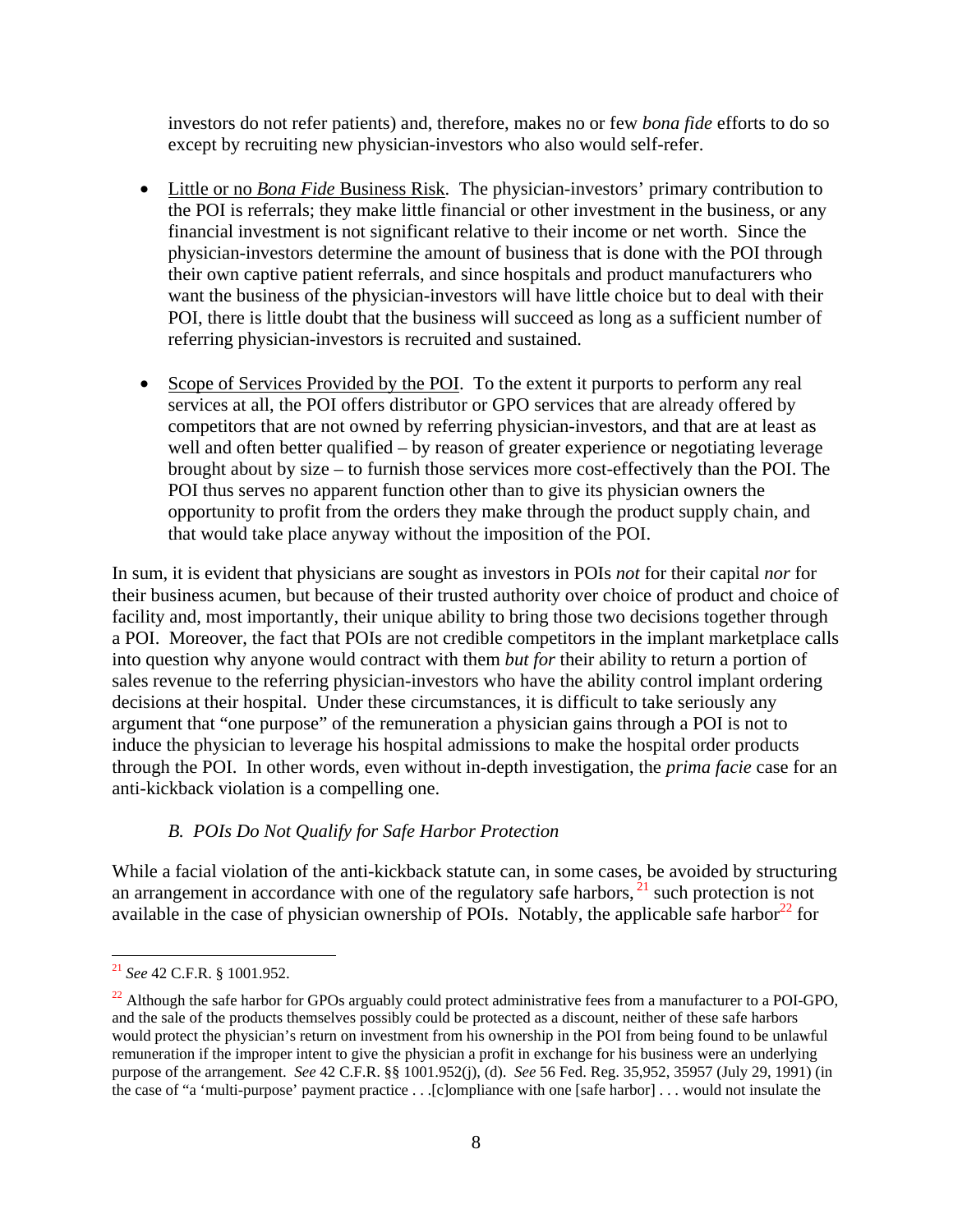investors do not refer patients) and, therefore, makes no or few *bona fide* efforts to do so except by recruiting new physician-investors who also would self-refer.

- Little or no *Bona Fide* Business Risk. The physician-investors' primary contribution to the POI is referrals; they make little financial or other investment in the business, or any financial investment is not significant relative to their income or net worth. Since the physician-investors determine the amount of business that is done with the POI through their own captive patient referrals, and since hospitals and product manufacturers who want the business of the physician-investors will have little choice but to deal with their POI, there is little doubt that the business will succeed as long as a sufficient number of referring physician-investors is recruited and sustained.

- Scope of Services Provided by the POI. To the extent it purports to perform any real services at all, the POI offers distributor or GPO services that are already offered by competitors that are not owned by referring physician-investors, and that are at least as well and often better qualified – by reason of greater experience or negotiating leverage brought about by size – to furnish those services more cost-effectively than the POI. The POI thus serves no apparent function other than to give its physician owners the opportunity to profit from the orders they make through the product supply chain, and that would take place anyway without the imposition of the POI.

In sum, it is evident that physicians are sought as investors in POIs *not* for their capital *nor* for their business acumen, but because of their trusted authority over choice of product and choice of facility and, most importantly, their unique ability to bring those two decisions together through a POI. Moreover, the fact that POIs are not credible competitors in the implant marketplace calls into question why anyone would contract with them *but for* their ability to return a portion of sales revenue to the referring physician-investors who have the ability control implant ordering decisions at their hospital. Under these circumstances, it is difficult to take seriously any argument that "one purpose" of the remuneration a physician gains through a POI is not to induce the physician to leverage his hospital admissions to make the hospital order products through the POI. In other words, even without in-depth investigation, the *prima facie* case for an anti-kickback violation is a compelling one.

### *B. POIs Do Not Qualify for Safe Harbor Protection*

While a facial violation of the anti-kickback statute can, in some cases, be avoided by structuring an arrangement in accordance with one of the regulatory safe harbors,[21] such protection is not available in the case of physician ownership of POIs. Notably, the applicable safe harbor[22] for

---

[21] *See* 42 C.F.R. § 1001.952.

[22] Although the safe harbor for GPOs arguably could protect administrative fees from a manufacturer to a POI-GPO, and the sale of the products themselves possibly could be protected as a discount, neither of these safe harbors would protect the physician's return on investment from his ownership in the POI from being found to be unlawful remuneration if the improper intent to give the physician a profit in exchange for his business were an underlying purpose of the arrangement. *See* 42 C.F.R. §§ 1001.952(j), (d). *See* 56 Fed. Reg. 35,952, 35957 (July 29, 1991) (in the case of "a 'multi-purpose' payment practice . . .[c]ompliance with one [safe harbor] . . . would not insulate the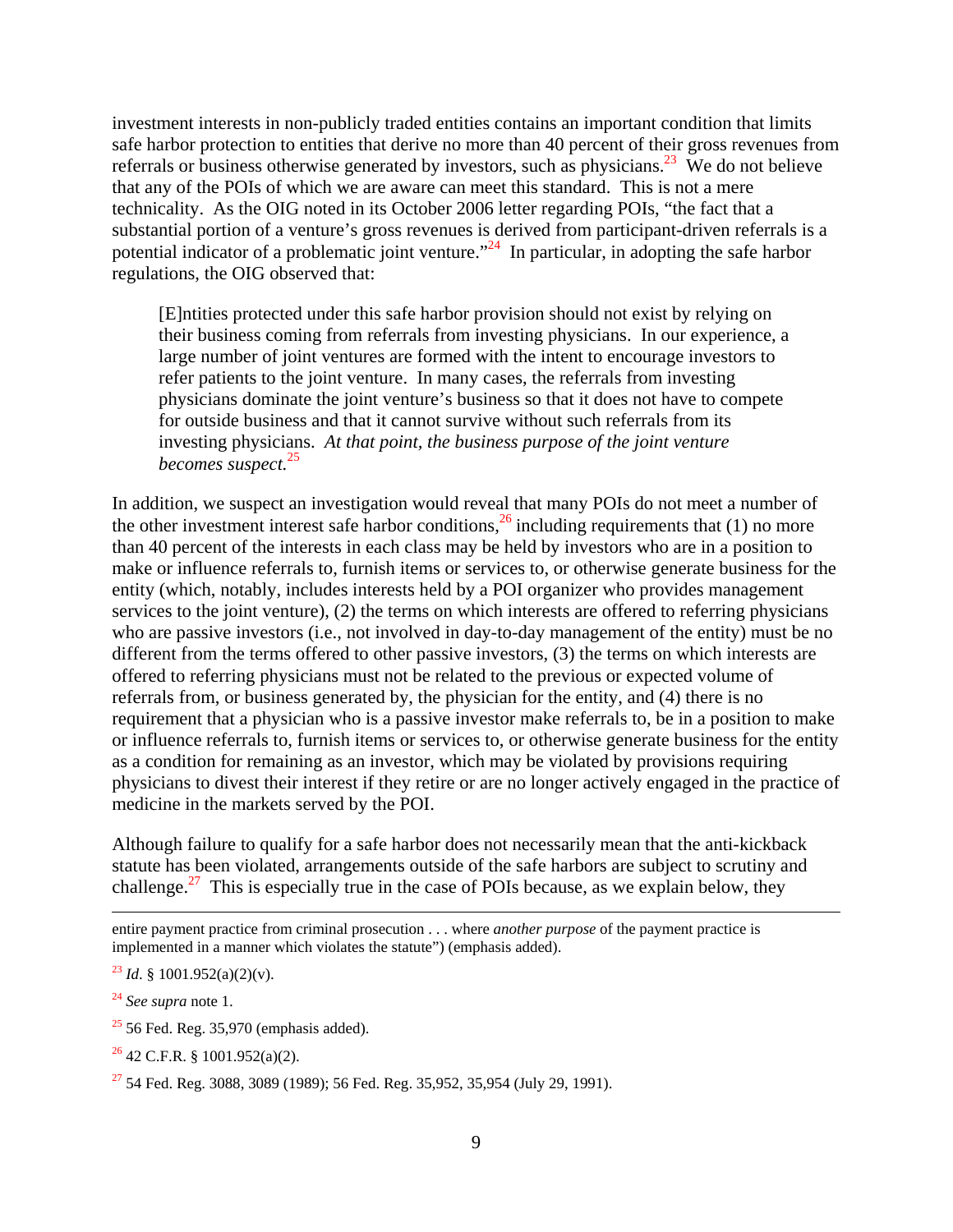investment interests in non-publicly traded entities contains an important condition that limits safe harbor protection to entities that derive no more than 40 percent of their gross revenues from referrals or business otherwise generated by investors, such as physicians.[23] We do not believe that any of the POIs of which we are aware can meet this standard. This is not a mere technicality. As the OIG noted in its October 2006 letter regarding POIs, "the fact that a substantial portion of a venture's gross revenues is derived from participant-driven referrals is a potential indicator of a problematic joint venture."[24] In particular, in adopting the safe harbor regulations, the OIG observed that:

> [E]ntities protected under this safe harbor provision should not exist by relying on their business coming from referrals from investing physicians. In our experience, a large number of joint ventures are formed with the intent to encourage investors to refer patients to the joint venture. In many cases, the referrals from investing physicians dominate the joint venture's business so that it does not have to compete for outside business and that it cannot survive without such referrals from its investing physicians. *At that point, the business purpose of the joint venture becomes suspect.*[25]

In addition, we suspect an investigation would reveal that many POIs do not meet a number of the other investment interest safe harbor conditions,[26] including requirements that (1) no more than 40 percent of the interests in each class may be held by investors who are in a position to make or influence referrals to, furnish items or services to, or otherwise generate business for the entity (which, notably, includes interests held by a POI organizer who provides management services to the joint venture), (2) the terms on which interests are offered to referring physicians who are passive investors (i.e., not involved in day-to-day management of the entity) must be no different from the terms offered to other passive investors, (3) the terms on which interests are offered to referring physicians must not be related to the previous or expected volume of referrals from, or business generated by, the physician for the entity, and (4) there is no requirement that a physician who is a passive investor make referrals to, be in a position to make or influence referrals to, furnish items or services to, or otherwise generate business for the entity as a condition for remaining as an investor, which may be violated by provisions requiring physicians to divest their interest if they retire or are no longer actively engaged in the practice of medicine in the markets served by the POI.

Although failure to qualify for a safe harbor does not necessarily mean that the anti-kickback statute has been violated, arrangements outside of the safe harbors are subject to scrutiny and challenge.[27] This is especially true in the case of POIs because, as we explain below, they

---

entire payment practice from criminal prosecution . . . where *another purpose* of the payment practice is implemented in a manner which violates the statute") (emphasis added).

[23] *Id*. § 1001.952(a)(2)(v).

[24] *See supra* note 1.

[25] 56 Fed. Reg. 35,970 (emphasis added).

[26] 42 C.F.R. § 1001.952(a)(2).

[27] 54 Fed. Reg. 3088, 3089 (1989); 56 Fed. Reg. 35,952, 35,954 (July 29, 1991).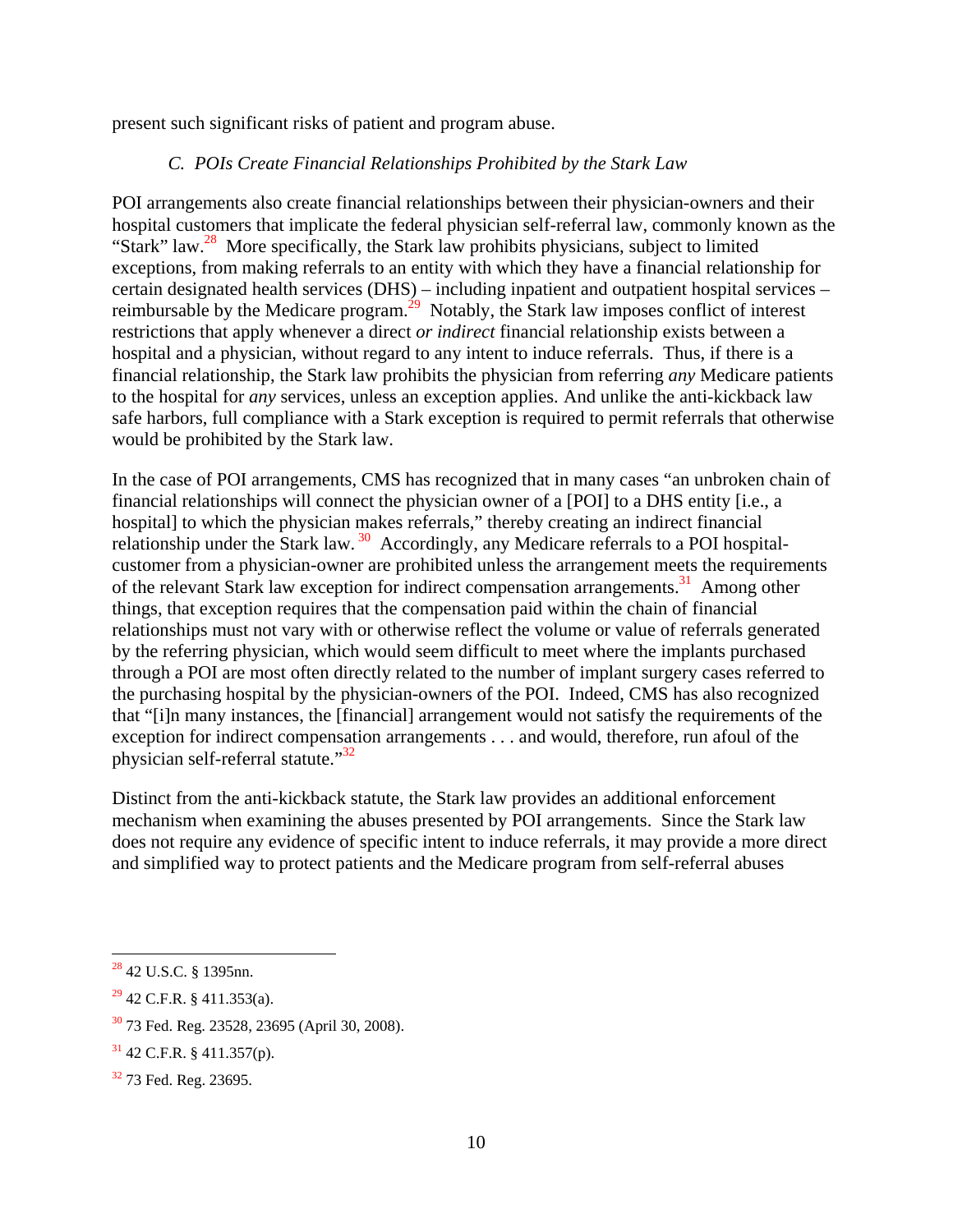present such significant risks of patient and program abuse.

### *C. POIs Create Financial Relationships Prohibited by the Stark Law*

POI arrangements also create financial relationships between their physician-owners and their hospital customers that implicate the federal physician self-referral law, commonly known as the "Stark" law.[28] More specifically, the Stark law prohibits physicians, subject to limited exceptions, from making referrals to an entity with which they have a financial relationship for certain designated health services (DHS) – including inpatient and outpatient hospital services – reimbursable by the Medicare program.[29] Notably, the Stark law imposes conflict of interest restrictions that apply whenever a direct *or indirect* financial relationship exists between a hospital and a physician, without regard to any intent to induce referrals. Thus, if there is a financial relationship, the Stark law prohibits the physician from referring *any* Medicare patients to the hospital for *any* services, unless an exception applies. And unlike the anti-kickback law safe harbors, full compliance with a Stark exception is required to permit referrals that otherwise would be prohibited by the Stark law.

In the case of POI arrangements, CMS has recognized that in many cases "an unbroken chain of financial relationships will connect the physician owner of a [POI] to a DHS entity [i.e., a hospital] to which the physician makes referrals," thereby creating an indirect financial relationship under the Stark law.[30] Accordingly, any Medicare referrals to a POI hospital-customer from a physician-owner are prohibited unless the arrangement meets the requirements of the relevant Stark law exception for indirect compensation arrangements.[31] Among other things, that exception requires that the compensation paid within the chain of financial relationships must not vary with or otherwise reflect the volume or value of referrals generated by the referring physician, which would seem difficult to meet where the implants purchased through a POI are most often directly related to the number of implant surgery cases referred to the purchasing hospital by the physician-owners of the POI. Indeed, CMS has also recognized that "[i]n many instances, the [financial] arrangement would not satisfy the requirements of the exception for indirect compensation arrangements . . . and would, therefore, run afoul of the physician self-referral statute."[32]

Distinct from the anti-kickback statute, the Stark law provides an additional enforcement mechanism when examining the abuses presented by POI arrangements. Since the Stark law does not require any evidence of specific intent to induce referrals, it may provide a more direct and simplified way to protect patients and the Medicare program from self-referral abuses

---

[28] 42 U.S.C. § 1395nn.

[29] 42 C.F.R. § 411.353(a).

[30] 73 Fed. Reg. 23528, 23695 (April 30, 2008).

[31] 42 C.F.R. § 411.357(p).

[32] 73 Fed. Reg. 23695.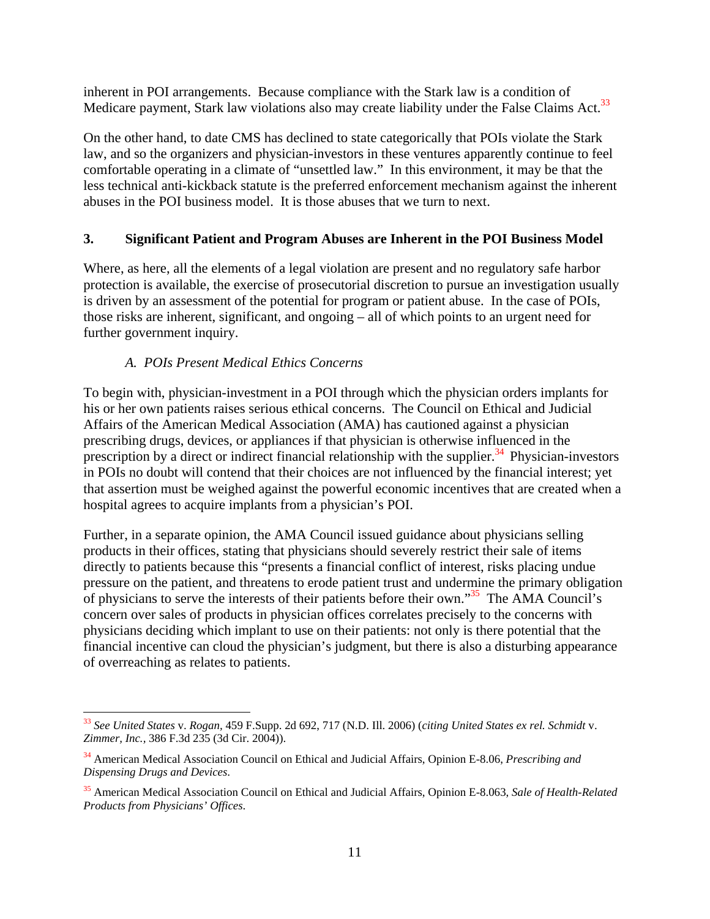inherent in POI arrangements. Because compliance with the Stark law is a condition of Medicare payment, Stark law violations also may create liability under the False Claims Act.[33]

On the other hand, to date CMS has declined to state categorically that POIs violate the Stark law, and so the organizers and physician-investors in these ventures apparently continue to feel comfortable operating in a climate of "unsettled law." In this environment, it may be that the less technical anti-kickback statute is the preferred enforcement mechanism against the inherent abuses in the POI business model. It is those abuses that we turn to next.

### 3. Significant Patient and Program Abuses are Inherent in the POI Business Model

Where, as here, all the elements of a legal violation are present and no regulatory safe harbor protection is available, the exercise of prosecutorial discretion to pursue an investigation usually is driven by an assessment of the potential for program or patient abuse. In the case of POIs, those risks are inherent, significant, and ongoing – all of which points to an urgent need for further government inquiry.

#### *A. POIs Present Medical Ethics Concerns*

To begin with, physician-investment in a POI through which the physician orders implants for his or her own patients raises serious ethical concerns. The Council on Ethical and Judicial Affairs of the American Medical Association (AMA) has cautioned against a physician prescribing drugs, devices, or appliances if that physician is otherwise influenced in the prescription by a direct or indirect financial relationship with the supplier.[34] Physician-investors in POIs no doubt will contend that their choices are not influenced by the financial interest; yet that assertion must be weighed against the powerful economic incentives that are created when a hospital agrees to acquire implants from a physician's POI.

Further, in a separate opinion, the AMA Council issued guidance about physicians selling products in their offices, stating that physicians should severely restrict their sale of items directly to patients because this "presents a financial conflict of interest, risks placing undue pressure on the patient, and threatens to erode patient trust and undermine the primary obligation of physicians to serve the interests of their patients before their own."[35] The AMA Council's concern over sales of products in physician offices correlates precisely to the concerns with physicians deciding which implant to use on their patients: not only is there potential that the financial incentive can cloud the physician's judgment, but there is also a disturbing appearance of overreaching as relates to patients.

---

[33] *See United States* v. *Rogan*, 459 F.Supp. 2d 692, 717 (N.D. Ill. 2006) (*citing United States ex rel. Schmidt* v. *Zimmer, Inc.*, 386 F.3d 235 (3d Cir. 2004)).

[34] American Medical Association Council on Ethical and Judicial Affairs, Opinion E-8.06, *Prescribing and Dispensing Drugs and Devices*.

[35] American Medical Association Council on Ethical and Judicial Affairs, Opinion E-8.063, *Sale of Health-Related Products from Physicians' Offices*.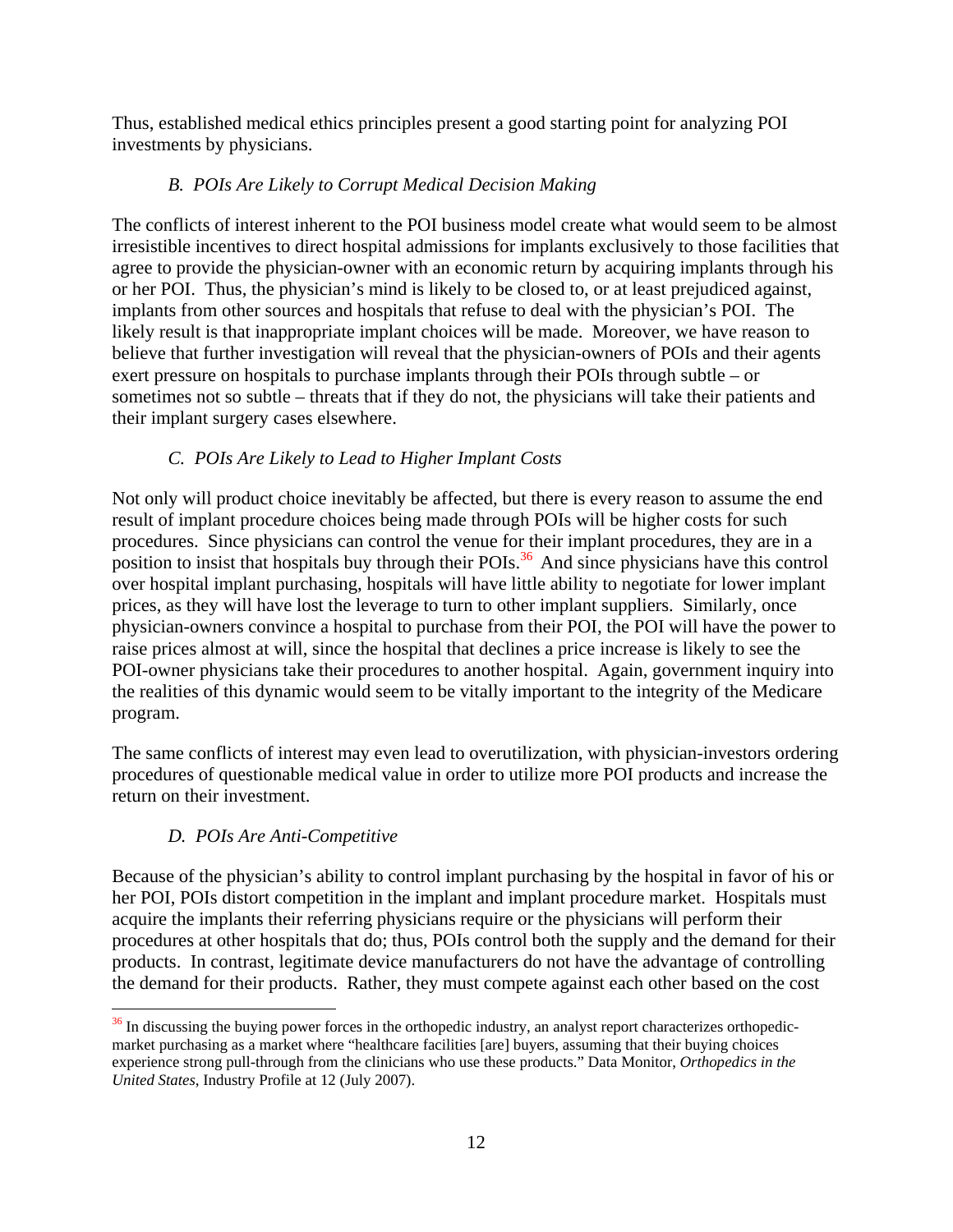Thus, established medical ethics principles present a good starting point for analyzing POI investments by physicians.

### *B. POIs Are Likely to Corrupt Medical Decision Making*

The conflicts of interest inherent to the POI business model create what would seem to be almost irresistible incentives to direct hospital admissions for implants exclusively to those facilities that agree to provide the physician-owner with an economic return by acquiring implants through his or her POI. Thus, the physician's mind is likely to be closed to, or at least prejudiced against, implants from other sources and hospitals that refuse to deal with the physician's POI. The likely result is that inappropriate implant choices will be made. Moreover, we have reason to believe that further investigation will reveal that the physician-owners of POIs and their agents exert pressure on hospitals to purchase implants through their POIs through subtle – or sometimes not so subtle – threats that if they do not, the physicians will take their patients and their implant surgery cases elsewhere.

### *C. POIs Are Likely to Lead to Higher Implant Costs*

Not only will product choice inevitably be affected, but there is every reason to assume the end result of implant procedure choices being made through POIs will be higher costs for such procedures. Since physicians can control the venue for their implant procedures, they are in a position to insist that hospitals buy through their POIs.[36] And since physicians have this control over hospital implant purchasing, hospitals will have little ability to negotiate for lower implant prices, as they will have lost the leverage to turn to other implant suppliers. Similarly, once physician-owners convince a hospital to purchase from their POI, the POI will have the power to raise prices almost at will, since the hospital that declines a price increase is likely to see the POI-owner physicians take their procedures to another hospital. Again, government inquiry into the realities of this dynamic would seem to be vitally important to the integrity of the Medicare program.

The same conflicts of interest may even lead to overutilization, with physician-investors ordering procedures of questionable medical value in order to utilize more POI products and increase the return on their investment.

### *D. POIs Are Anti-Competitive*

Because of the physician's ability to control implant purchasing by the hospital in favor of his or her POI, POIs distort competition in the implant and implant procedure market. Hospitals must acquire the implants their referring physicians require or the physicians will perform their procedures at other hospitals that do; thus, POIs control both the supply and the demand for their products. In contrast, legitimate device manufacturers do not have the advantage of controlling the demand for their products. Rather, they must compete against each other based on the cost

---

[36] In discussing the buying power forces in the orthopedic industry, an analyst report characterizes orthopedic-market purchasing as a market where "healthcare facilities [are] buyers, assuming that their buying choices experience strong pull-through from the clinicians who use these products." Data Monitor, *Orthopedics in the United States*, Industry Profile at 12 (July 2007).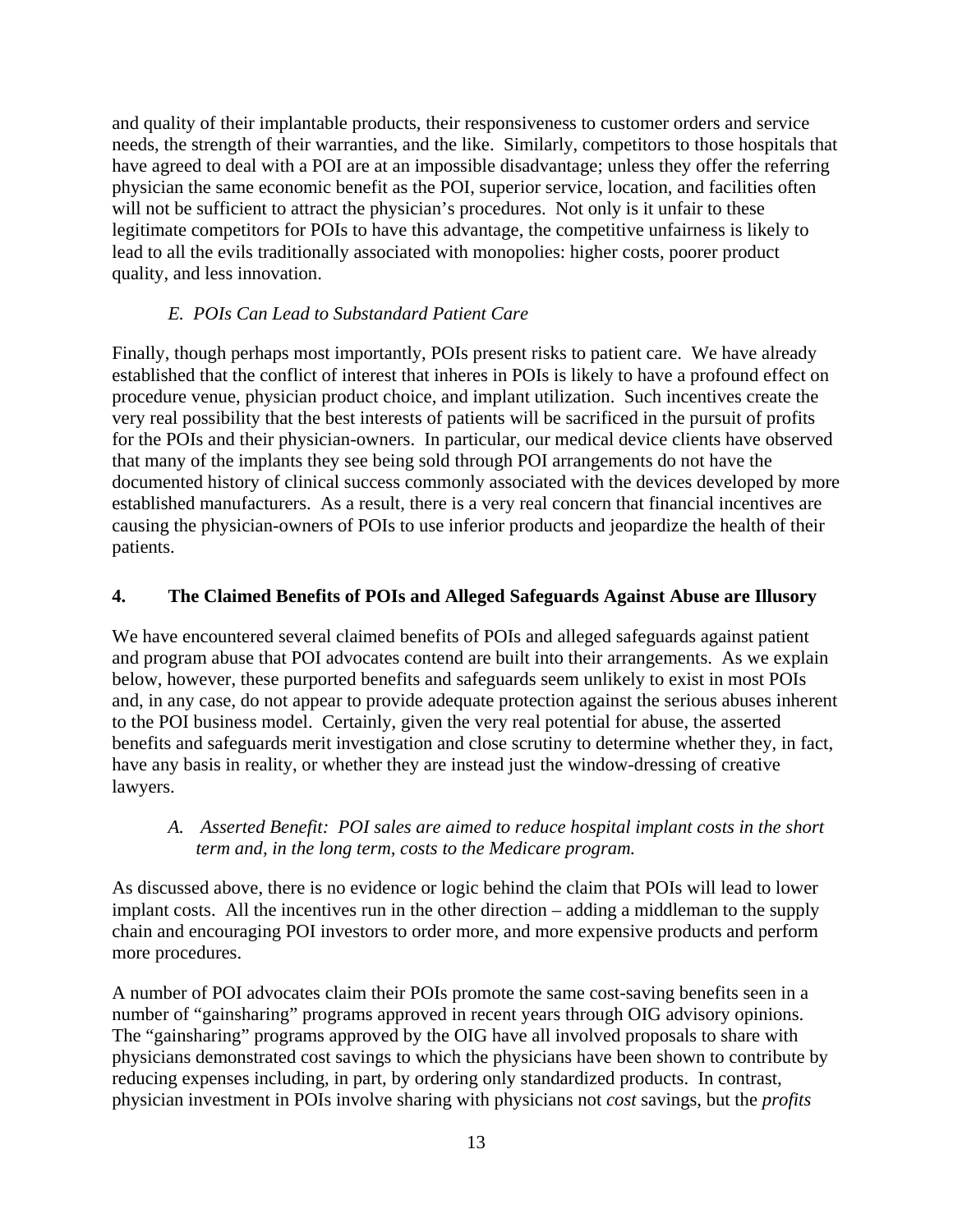and quality of their implantable products, their responsiveness to customer orders and service needs, the strength of their warranties, and the like. Similarly, competitors to those hospitals that have agreed to deal with a POI are at an impossible disadvantage; unless they offer the referring physician the same economic benefit as the POI, superior service, location, and facilities often will not be sufficient to attract the physician's procedures. Not only is it unfair to these legitimate competitors for POIs to have this advantage, the competitive unfairness is likely to lead to all the evils traditionally associated with monopolies: higher costs, poorer product quality, and less innovation.

### *E. POIs Can Lead to Substandard Patient Care*

Finally, though perhaps most importantly, POIs present risks to patient care. We have already established that the conflict of interest that inheres in POIs is likely to have a profound effect on procedure venue, physician product choice, and implant utilization. Such incentives create the very real possibility that the best interests of patients will be sacrificed in the pursuit of profits for the POIs and their physician-owners. In particular, our medical device clients have observed that many of the implants they see being sold through POI arrangements do not have the documented history of clinical success commonly associated with the devices developed by more established manufacturers. As a result, there is a very real concern that financial incentives are causing the physician-owners of POIs to use inferior products and jeopardize the health of their patients.

## 4. The Claimed Benefits of POIs and Alleged Safeguards Against Abuse are Illusory

We have encountered several claimed benefits of POIs and alleged safeguards against patient and program abuse that POI advocates contend are built into their arrangements. As we explain below, however, these purported benefits and safeguards seem unlikely to exist in most POIs and, in any case, do not appear to provide adequate protection against the serious abuses inherent to the POI business model. Certainly, given the very real potential for abuse, the asserted benefits and safeguards merit investigation and close scrutiny to determine whether they, in fact, have any basis in reality, or whether they are instead just the window-dressing of creative lawyers.

### *A. Asserted Benefit: POI sales are aimed to reduce hospital implant costs in the short term and, in the long term, costs to the Medicare program.*

As discussed above, there is no evidence or logic behind the claim that POIs will lead to lower implant costs. All the incentives run in the other direction – adding a middleman to the supply chain and encouraging POI investors to order more, and more expensive products and perform more procedures.

A number of POI advocates claim their POIs promote the same cost-saving benefits seen in a number of "gainsharing" programs approved in recent years through OIG advisory opinions. The "gainsharing" programs approved by the OIG have all involved proposals to share with physicians demonstrated cost savings to which the physicians have been shown to contribute by reducing expenses including, in part, by ordering only standardized products. In contrast, physician investment in POIs involve sharing with physicians not *cost* savings, but the *profits*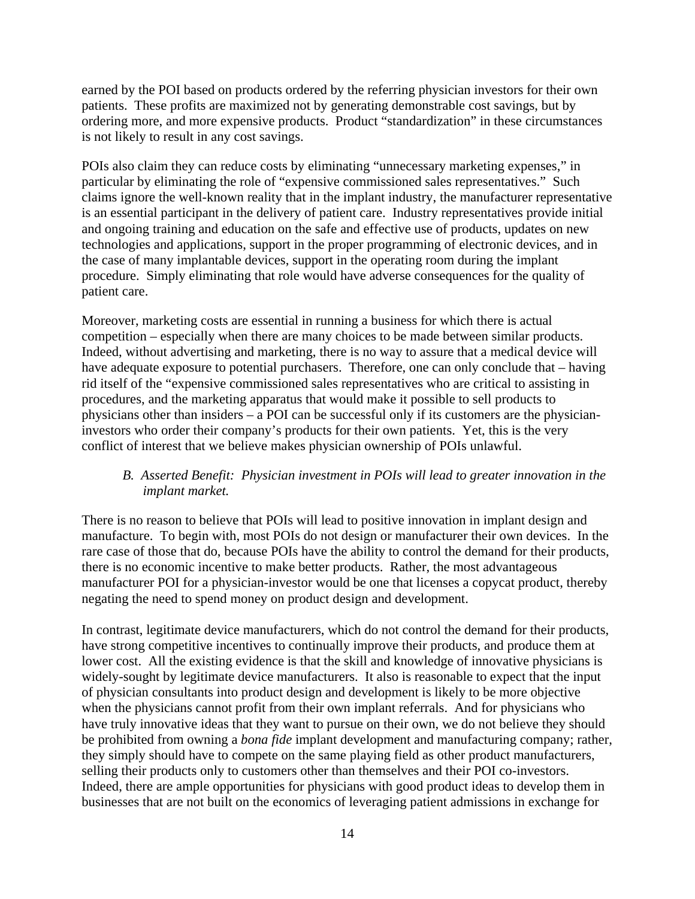earned by the POI based on products ordered by the referring physician investors for their own patients. These profits are maximized not by generating demonstrable cost savings, but by ordering more, and more expensive products. Product "standardization" in these circumstances is not likely to result in any cost savings.

POIs also claim they can reduce costs by eliminating "unnecessary marketing expenses," in particular by eliminating the role of "expensive commissioned sales representatives." Such claims ignore the well-known reality that in the implant industry, the manufacturer representative is an essential participant in the delivery of patient care. Industry representatives provide initial and ongoing training and education on the safe and effective use of products, updates on new technologies and applications, support in the proper programming of electronic devices, and in the case of many implantable devices, support in the operating room during the implant procedure. Simply eliminating that role would have adverse consequences for the quality of patient care.

Moreover, marketing costs are essential in running a business for which there is actual competition – especially when there are many choices to be made between similar products. Indeed, without advertising and marketing, there is no way to assure that a medical device will have adequate exposure to potential purchasers. Therefore, one can only conclude that – having rid itself of the "expensive commissioned sales representatives who are critical to assisting in procedures, and the marketing apparatus that would make it possible to sell products to physicians other than insiders – a POI can be successful only if its customers are the physician-investors who order their company's products for their own patients. Yet, this is the very conflict of interest that we believe makes physician ownership of POIs unlawful.

*B. Asserted Benefit: Physician investment in POIs will lead to greater innovation in the implant market.*

There is no reason to believe that POIs will lead to positive innovation in implant design and manufacture. To begin with, most POIs do not design or manufacturer their own devices. In the rare case of those that do, because POIs have the ability to control the demand for their products, there is no economic incentive to make better products. Rather, the most advantageous manufacturer POI for a physician-investor would be one that licenses a copycat product, thereby negating the need to spend money on product design and development.

In contrast, legitimate device manufacturers, which do not control the demand for their products, have strong competitive incentives to continually improve their products, and produce them at lower cost. All the existing evidence is that the skill and knowledge of innovative physicians is widely-sought by legitimate device manufacturers. It also is reasonable to expect that the input of physician consultants into product design and development is likely to be more objective when the physicians cannot profit from their own implant referrals. And for physicians who have truly innovative ideas that they want to pursue on their own, we do not believe they should be prohibited from owning a *bona fide* implant development and manufacturing company; rather, they simply should have to compete on the same playing field as other product manufacturers, selling their products only to customers other than themselves and their POI co-investors. Indeed, there are ample opportunities for physicians with good product ideas to develop them in businesses that are not built on the economics of leveraging patient admissions in exchange for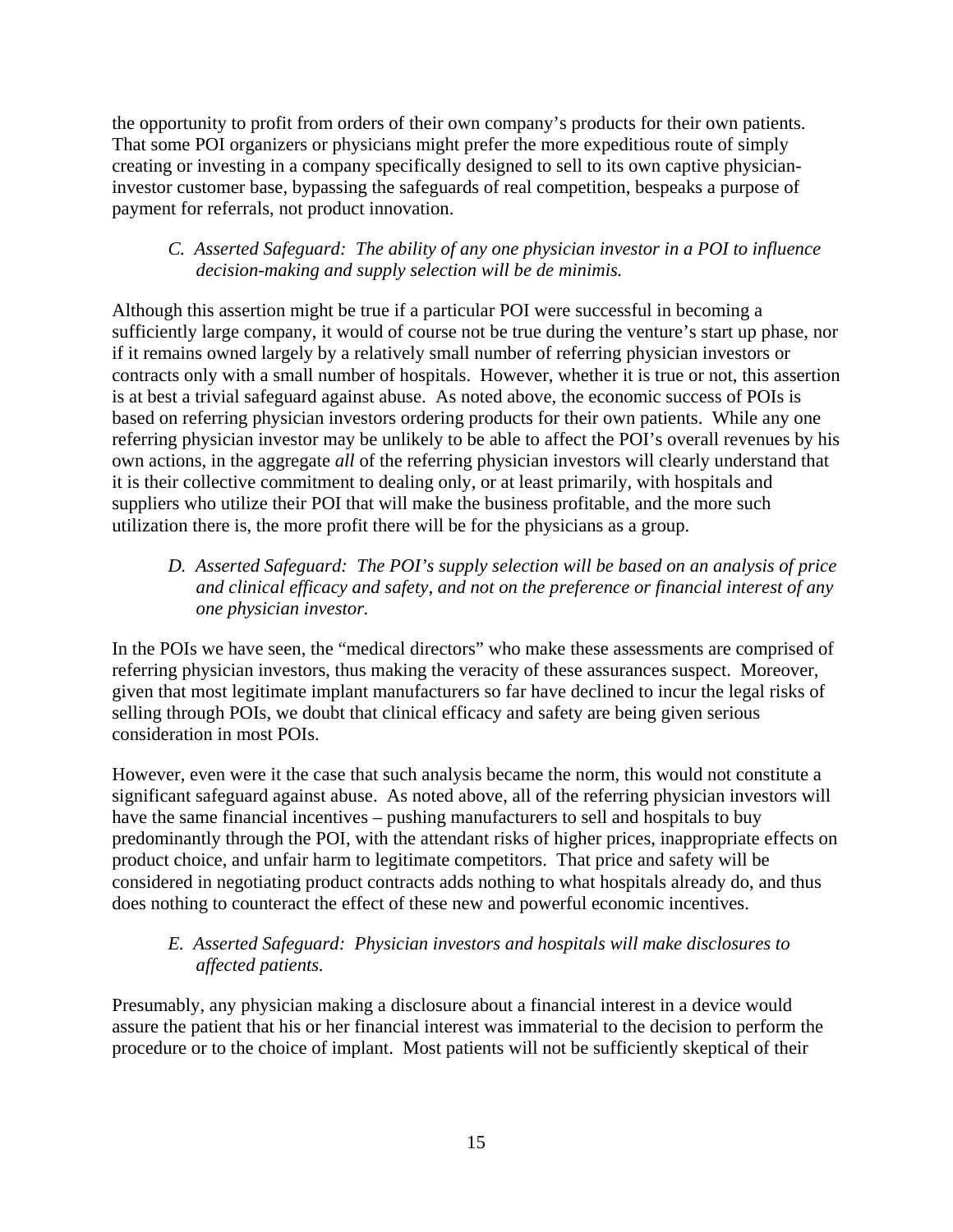the opportunity to profit from orders of their own company's products for their own patients. That some POI organizers or physicians might prefer the more expeditious route of simply creating or investing in a company specifically designed to sell to its own captive physician-investor customer base, bypassing the safeguards of real competition, bespeaks a purpose of payment for referrals, not product innovation.

*C. Asserted Safeguard: The ability of any one physician investor in a POI to influence decision-making and supply selection will be de minimis.*

Although this assertion might be true if a particular POI were successful in becoming a sufficiently large company, it would of course not be true during the venture's start up phase, nor if it remains owned largely by a relatively small number of referring physician investors or contracts only with a small number of hospitals. However, whether it is true or not, this assertion is at best a trivial safeguard against abuse. As noted above, the economic success of POIs is based on referring physician investors ordering products for their own patients. While any one referring physician investor may be unlikely to be able to affect the POI's overall revenues by his own actions, in the aggregate *all* of the referring physician investors will clearly understand that it is their collective commitment to dealing only, or at least primarily, with hospitals and suppliers who utilize their POI that will make the business profitable, and the more such utilization there is, the more profit there will be for the physicians as a group.

*D. Asserted Safeguard: The POI's supply selection will be based on an analysis of price and clinical efficacy and safety, and not on the preference or financial interest of any one physician investor.*

In the POIs we have seen, the "medical directors" who make these assessments are comprised of referring physician investors, thus making the veracity of these assurances suspect. Moreover, given that most legitimate implant manufacturers so far have declined to incur the legal risks of selling through POIs, we doubt that clinical efficacy and safety are being given serious consideration in most POIs.

However, even were it the case that such analysis became the norm, this would not constitute a significant safeguard against abuse. As noted above, all of the referring physician investors will have the same financial incentives – pushing manufacturers to sell and hospitals to buy predominantly through the POI, with the attendant risks of higher prices, inappropriate effects on product choice, and unfair harm to legitimate competitors. That price and safety will be considered in negotiating product contracts adds nothing to what hospitals already do, and thus does nothing to counteract the effect of these new and powerful economic incentives.

*E. Asserted Safeguard: Physician investors and hospitals will make disclosures to affected patients.*

Presumably, any physician making a disclosure about a financial interest in a device would assure the patient that his or her financial interest was immaterial to the decision to perform the procedure or to the choice of implant. Most patients will not be sufficiently skeptical of their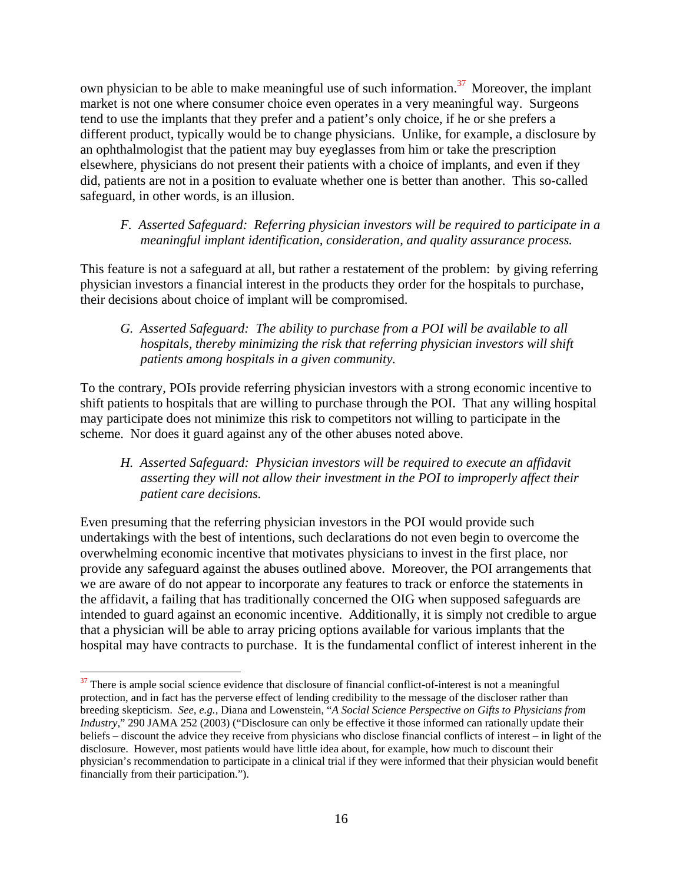own physician to be able to make meaningful use of such information.[37] Moreover, the implant market is not one where consumer choice even operates in a very meaningful way. Surgeons tend to use the implants that they prefer and a patient's only choice, if he or she prefers a different product, typically would be to change physicians. Unlike, for example, a disclosure by an ophthalmologist that the patient may buy eyeglasses from him or take the prescription elsewhere, physicians do not present their patients with a choice of implants, and even if they did, patients are not in a position to evaluate whether one is better than another. This so-called safeguard, in other words, is an illusion.

*F. Asserted Safeguard: Referring physician investors will be required to participate in a meaningful implant identification, consideration, and quality assurance process.*

This feature is not a safeguard at all, but rather a restatement of the problem: by giving referring physician investors a financial interest in the products they order for the hospitals to purchase, their decisions about choice of implant will be compromised.

*G. Asserted Safeguard: The ability to purchase from a POI will be available to all hospitals, thereby minimizing the risk that referring physician investors will shift patients among hospitals in a given community.*

To the contrary, POIs provide referring physician investors with a strong economic incentive to shift patients to hospitals that are willing to purchase through the POI. That any willing hospital may participate does not minimize this risk to competitors not willing to participate in the scheme. Nor does it guard against any of the other abuses noted above.

*H. Asserted Safeguard: Physician investors will be required to execute an affidavit asserting they will not allow their investment in the POI to improperly affect their patient care decisions.*

Even presuming that the referring physician investors in the POI would provide such undertakings with the best of intentions, such declarations do not even begin to overcome the overwhelming economic incentive that motivates physicians to invest in the first place, nor provide any safeguard against the abuses outlined above. Moreover, the POI arrangements that we are aware of do not appear to incorporate any features to track or enforce the statements in the affidavit, a failing that has traditionally concerned the OIG when supposed safeguards are intended to guard against an economic incentive. Additionally, it is simply not credible to argue that a physician will be able to array pricing options available for various implants that the hospital may have contracts to purchase. It is the fundamental conflict of interest inherent in the

---

[37] There is ample social science evidence that disclosure of financial conflict-of-interest is not a meaningful protection, and in fact has the perverse effect of lending credibility to the message of the discloser rather than breeding skepticism. *See, e.g.,* Diana and Lowenstein, "*A Social Science Perspective on Gifts to Physicians from Industry*," 290 JAMA 252 (2003) ("Disclosure can only be effective it those informed can rationally update their beliefs – discount the advice they receive from physicians who disclose financial conflicts of interest – in light of the disclosure. However, most patients would have little idea about, for example, how much to discount their physician's recommendation to participate in a clinical trial if they were informed that their physician would benefit financially from their participation.").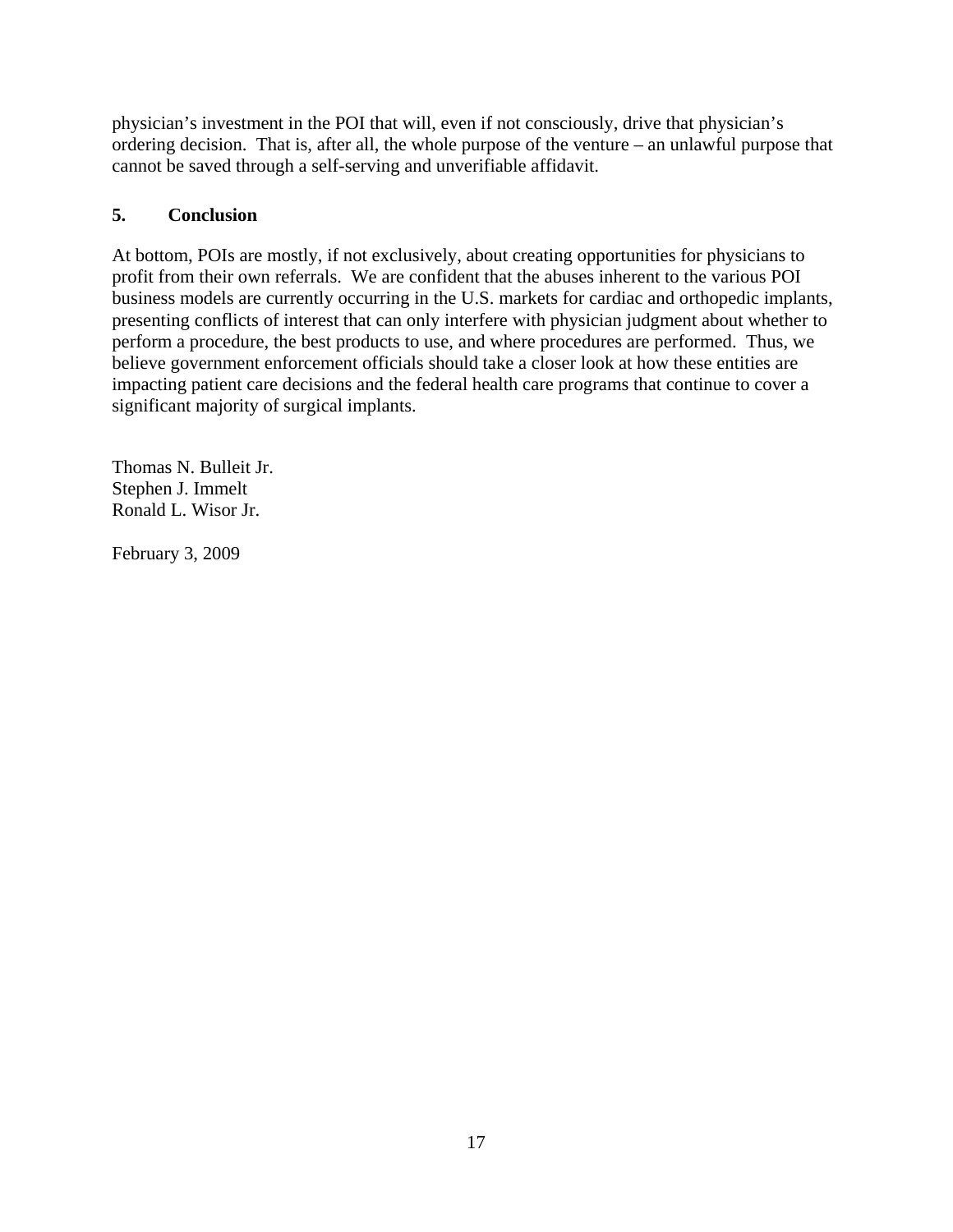physician's investment in the POI that will, even if not consciously, drive that physician's ordering decision. That is, after all, the whole purpose of the venture – an unlawful purpose that cannot be saved through a self-serving and unverifiable affidavit.

### 5. Conclusion

At bottom, POIs are mostly, if not exclusively, about creating opportunities for physicians to profit from their own referrals. We are confident that the abuses inherent to the various POI business models are currently occurring in the U.S. markets for cardiac and orthopedic implants, presenting conflicts of interest that can only interfere with physician judgment about whether to perform a procedure, the best products to use, and where procedures are performed. Thus, we believe government enforcement officials should take a closer look at how these entities are impacting patient care decisions and the federal health care programs that continue to cover a significant majority of surgical implants.

Thomas N. Bulleit Jr.
Stephen J. Immelt
Ronald L. Wisor Jr.

February 3, 2009